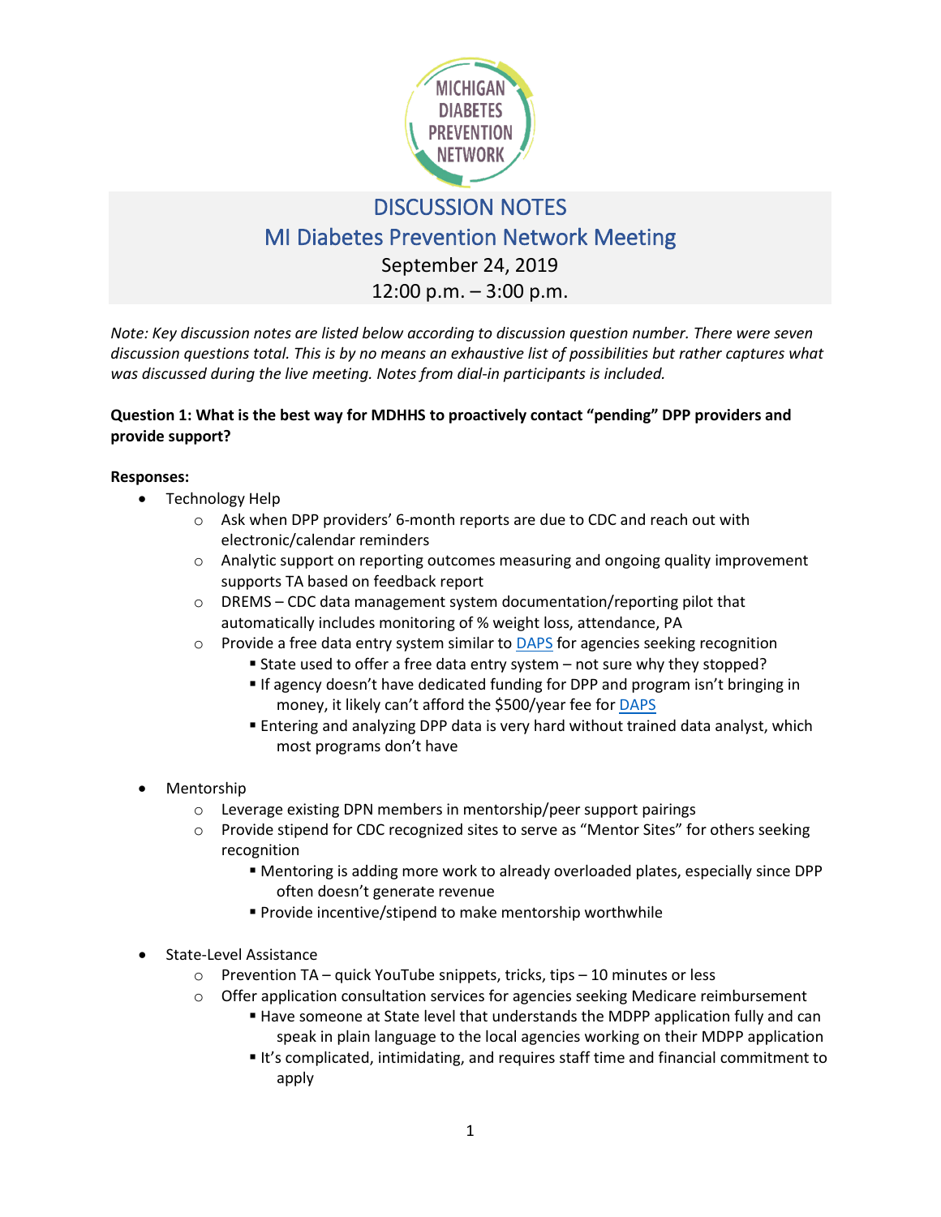# DISCUSSION NOTES

## MI Diabetes Prevention Network Meeting

September 24, 2019

12:00 p.m. – 3:00 p.m.

*Note: Key discussion notes are listed below according to discussion question number. There were seven discussion questions total. This is by no means an exhaustive list of possibilities but rather captures what was discussed during the live meeting. Notes from dial-in participants is included.*

**Question 1: What is the best way for MDHHS to proactively contact "pending" DPP providers and provide support?**

**Responses:**

- Technology Help
    - Ask when DPP providers' 6-month reports are due to CDC and reach out with electronic/calendar reminders
    - Analytic support on reporting outcomes measuring and ongoing quality improvement supports TA based on feedback report
    - DREMS – CDC data management system documentation/reporting pilot that automatically includes monitoring of % weight loss, attendance, PA
    - Provide a free data entry system similar to DAPS for agencies seeking recognition
        - State used to offer a free data entry system – not sure why they stopped?
        - If agency doesn't have dedicated funding for DPP and program isn't bringing in money, it likely can't afford the $500/year fee for DAPS
        - Entering and analyzing DPP data is very hard without trained data analyst, which most programs don't have

- Mentorship
    - Leverage existing DPN members in mentorship/peer support pairings
    - Provide stipend for CDC recognized sites to serve as "Mentor Sites" for others seeking recognition
        - Mentoring is adding more work to already overloaded plates, especially since DPP often doesn't generate revenue
        - Provide incentive/stipend to make mentorship worthwhile

- State-Level Assistance
    - Prevention TA – quick YouTube snippets, tricks, tips – 10 minutes or less
    - Offer application consultation services for agencies seeking Medicare reimbursement
        - Have someone at State level that understands the MDPP application fully and can speak in plain language to the local agencies working on their MDPP application
        - It's complicated, intimidating, and requires staff time and financial commitment to apply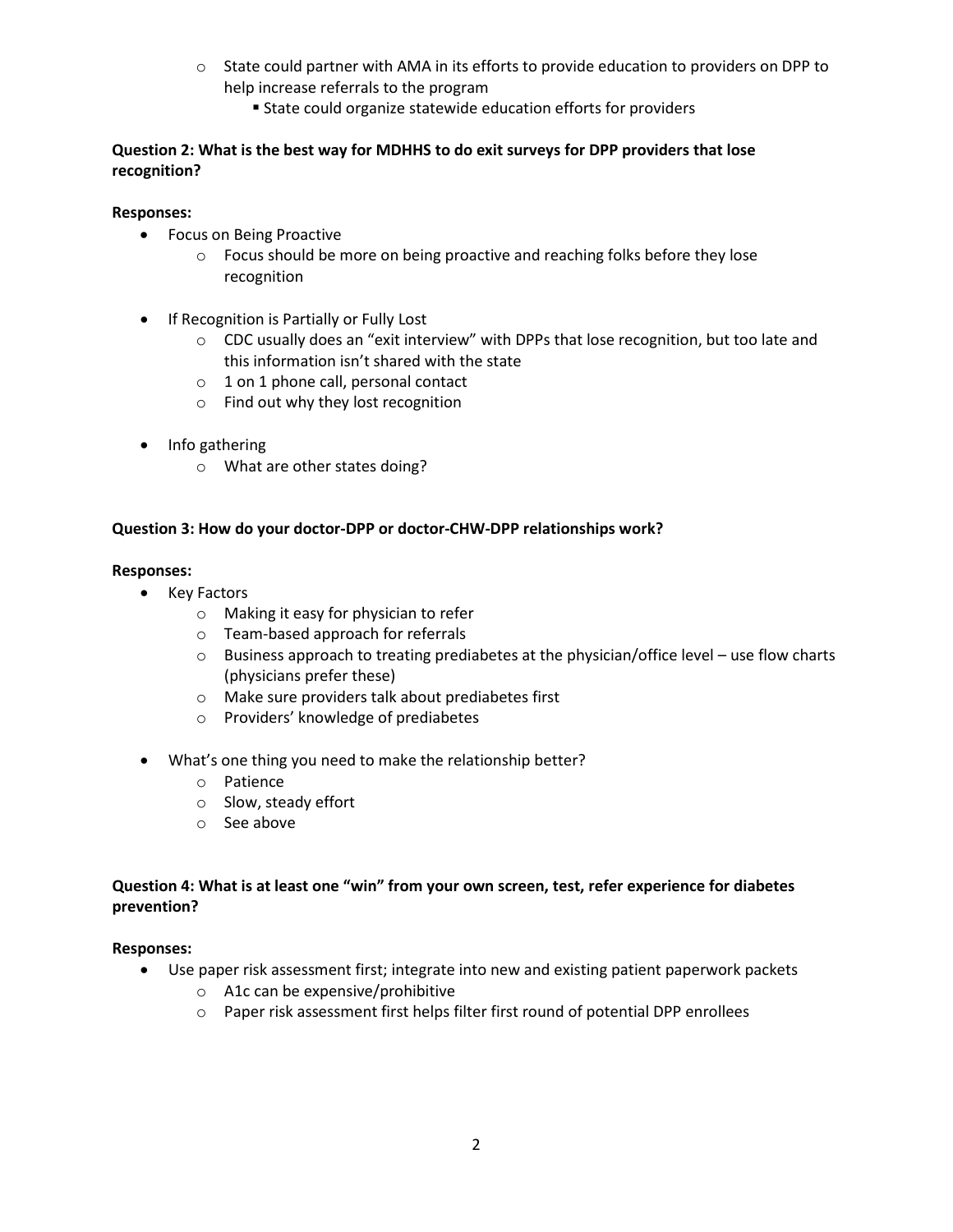- State could partner with AMA in its efforts to provide education to providers on DPP to help increase referrals to the program
  - State could organize statewide education efforts for providers

**Question 2: What is the best way for MDHHS to do exit surveys for DPP providers that lose recognition?**

**Responses:**

- Focus on Being Proactive
  - Focus should be more on being proactive and reaching folks before they lose recognition

- If Recognition is Partially or Fully Lost
  - CDC usually does an "exit interview" with DPPs that lose recognition, but too late and this information isn't shared with the state
  - 1 on 1 phone call, personal contact
  - Find out why they lost recognition

- Info gathering
  - What are other states doing?

**Question 3: How do your doctor-DPP or doctor-CHW-DPP relationships work?**

**Responses:**

- Key Factors
  - Making it easy for physician to refer
  - Team-based approach for referrals
  - Business approach to treating prediabetes at the physician/office level – use flow charts (physicians prefer these)
  - Make sure providers talk about prediabetes first
  - Providers' knowledge of prediabetes

- What's one thing you need to make the relationship better?
  - Patience
  - Slow, steady effort
  - See above

**Question 4: What is at least one "win" from your own screen, test, refer experience for diabetes prevention?**

**Responses:**

- Use paper risk assessment first; integrate into new and existing patient paperwork packets
  - A1c can be expensive/prohibitive
  - Paper risk assessment first helps filter first round of potential DPP enrollees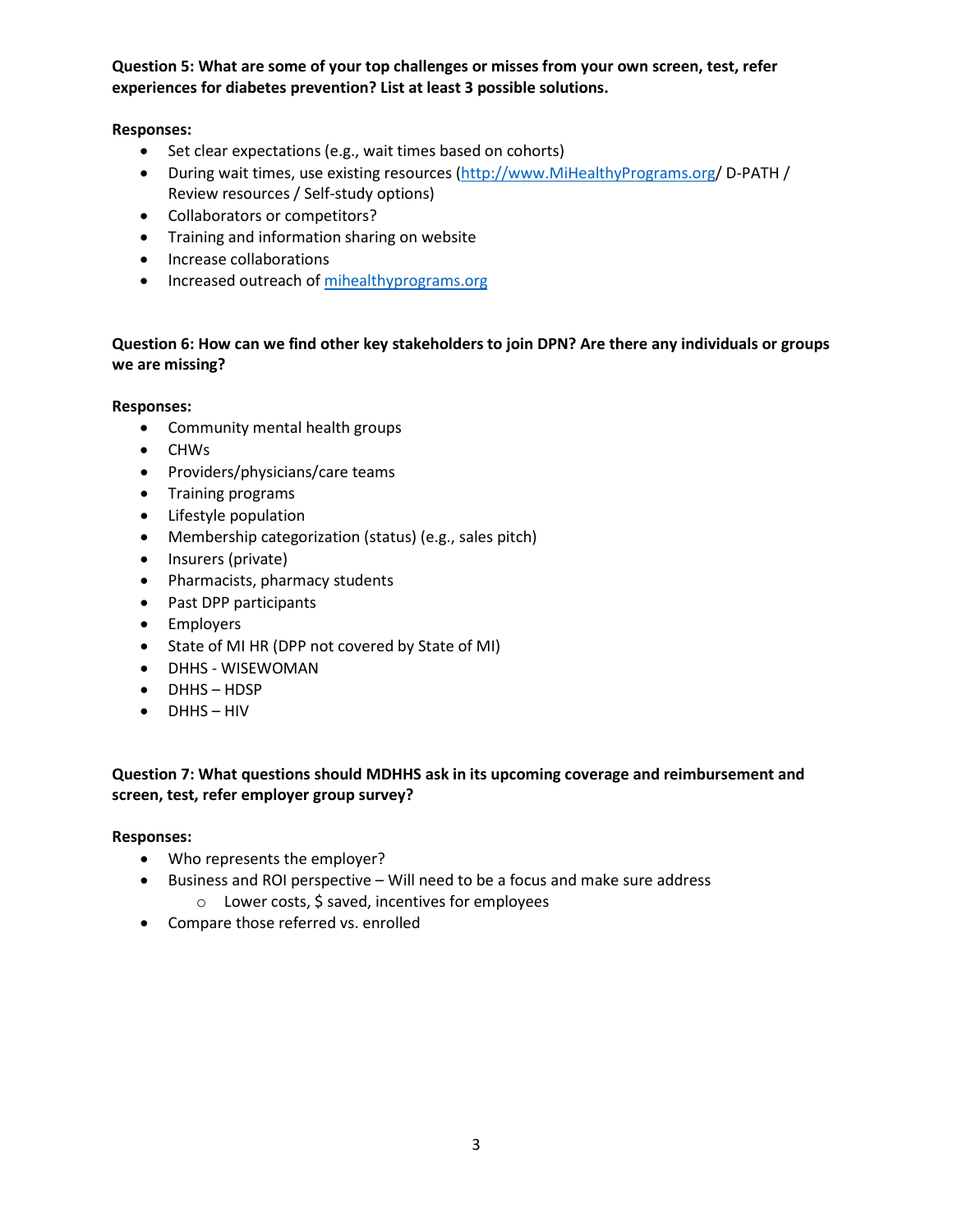**Question 5: What are some of your top challenges or misses from your own screen, test, refer experiences for diabetes prevention? List at least 3 possible solutions.**

**Responses:**

- Set clear expectations (e.g., wait times based on cohorts)
- During wait times, use existing resources ([http://www.MiHealthyPrograms.org](http://www.MiHealthyPrograms.org)/ D-PATH / Review resources / Self-study options)
- Collaborators or competitors?
- Training and information sharing on website
- Increase collaborations
- Increased outreach of [mihealthyprograms.org](http://mihealthyprograms.org)

**Question 6: How can we find other key stakeholders to join DPN? Are there any individuals or groups we are missing?**

**Responses:**

- Community mental health groups
- CHWs
- Providers/physicians/care teams
- Training programs
- Lifestyle population
- Membership categorization (status) (e.g., sales pitch)
- Insurers (private)
- Pharmacists, pharmacy students
- Past DPP participants
- Employers
- State of MI HR (DPP not covered by State of MI)
- DHHS - WISEWOMAN
- DHHS – HDSP
- DHHS – HIV

**Question 7: What questions should MDHHS ask in its upcoming coverage and reimbursement and screen, test, refer employer group survey?**

**Responses:**

- Who represents the employer?
- Business and ROI perspective – Will need to be a focus and make sure address
  - Lower costs, $ saved, incentives for employees
- Compare those referred vs. enrolled